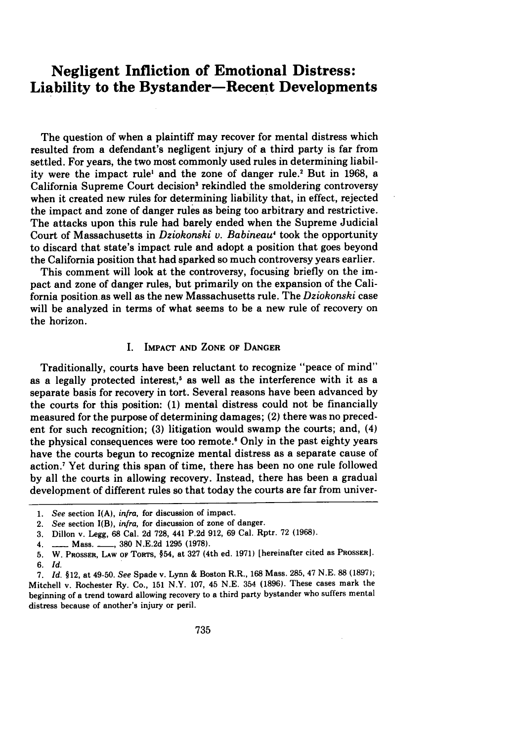# Negligent Infliction of Emotional Distress: Liability to the Bystander—Recent Developments

The question of when a plaintiff may recover for mental distress which resulted from a defendant's negligent injury of a third party is far from settled. For years, the two most commonly used rules in determining liability were the impact rule[1] and the zone of danger rule.[2] But in 1968, a California Supreme Court decision[3] rekindled the smoldering controversy when it created new rules for determining liability that, in effect, rejected the impact and zone of danger rules as being too arbitrary and restrictive. The attacks upon this rule had barely ended when the Supreme Judicial Court of Massachusetts in *Dziokonski v. Babineau*[4] took the opportunity to discard that state's impact rule and adopt a position that goes beyond the California position that had sparked so much controversy years earlier.

This comment will look at the controversy, focusing briefly on the impact and zone of danger rules, but primarily on the expansion of the California position as well as the new Massachusetts rule. The *Dziokonski* case will be analyzed in terms of what seems to be a new rule of recovery on the horizon.

## I. Impact and Zone of Danger

Traditionally, courts have been reluctant to recognize "peace of mind" as a legally protected interest,[5] as well as the interference with it as a separate basis for recovery in tort. Several reasons have been advanced by the courts for this position: (1) mental distress could not be financially measured for the purpose of determining damages; (2) there was no precedent for such recognition; (3) litigation would swamp the courts; and, (4) the physical consequences were too remote.[6] Only in the past eighty years have the courts begun to recognize mental distress as a separate cause of action.[7] Yet during this span of time, there has been no one rule followed by all the courts in allowing recovery. Instead, there has been a gradual development of different rules so that today the courts are far from univer-

---

1. *See* section I(A), *infra*, for discussion of impact.
2. *See* section I(B), *infra*, for discussion of zone of danger.
3. Dillon v. Legg, 68 Cal. 2d 728, 441 P.2d 912, 69 Cal. Rptr. 72 (1968).
4. ___ Mass. ___, 380 N.E.2d 1295 (1978).
5. W. Prosser, Law of Torts, §54, at 327 (4th ed. 1971) [hereinafter cited as Prosser].
6. *Id.*
7. *Id.* §12, at 49-50. *See* Spade v. Lynn & Boston R.R., 168 Mass. 285, 47 N.E. 88 (1897); Mitchell v. Rochester Ry. Co., 151 N.Y. 107, 45 N.E. 354 (1896). These cases mark the beginning of a trend toward allowing recovery to a third party bystander who suffers mental distress because of another's injury or peril.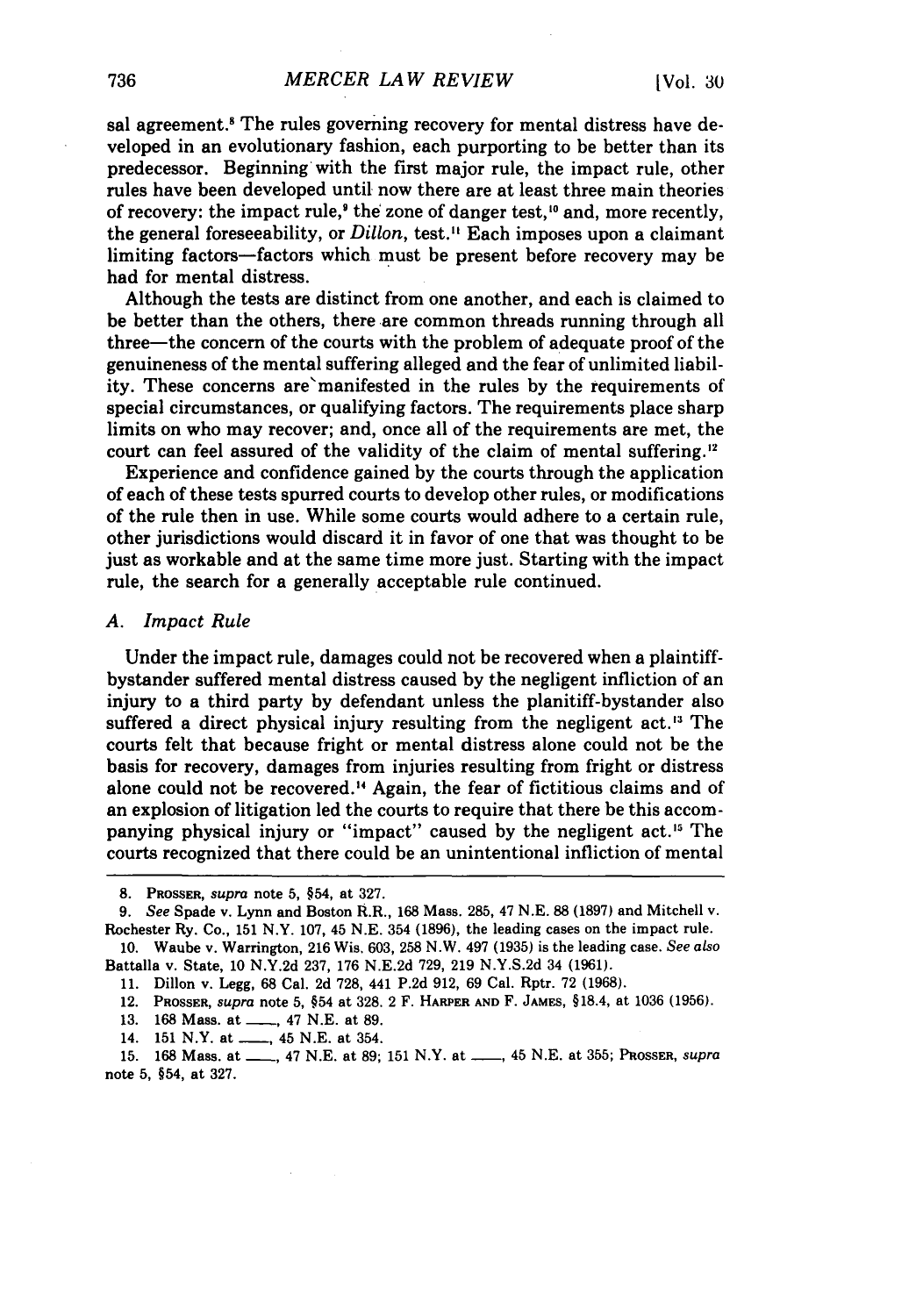sal agreement.[8] The rules governing recovery for mental distress have developed in an evolutionary fashion, each purporting to be better than its predecessor. Beginning with the first major rule, the impact rule, other rules have been developed until now there are at least three main theories of recovery: the impact rule,[9] the zone of danger test,[10] and, more recently, the general foreseeability, or *Dillon*, test.[11] Each imposes upon a claimant limiting factors—factors which must be present before recovery may be had for mental distress.

Although the tests are distinct from one another, and each is claimed to be better than the others, there are common threads running through all three—the concern of the courts with the problem of adequate proof of the genuineness of the mental suffering alleged and the fear of unlimited liability. These concerns are manifested in the rules by the requirements of special circumstances, or qualifying factors. The requirements place sharp limits on who may recover; and, once all of the requirements are met, the court can feel assured of the validity of the claim of mental suffering.[12]

Experience and confidence gained by the courts through the application of each of these tests spurred courts to develop other rules, or modifications of the rule then in use. While some courts would adhere to a certain rule, other jurisdictions would discard it in favor of one that was thought to be just as workable and at the same time more just. Starting with the impact rule, the search for a generally acceptable rule continued.

### *A. Impact Rule*

Under the impact rule, damages could not be recovered when a plaintiff-bystander suffered mental distress caused by the negligent infliction of an injury to a third party by defendant unless the planitiff-bystander also suffered a direct physical injury resulting from the negligent act.[13] The courts felt that because fright or mental distress alone could not be the basis for recovery, damages from injuries resulting from fright or distress alone could not be recovered.[14] Again, the fear of fictitious claims and of an explosion of litigation led the courts to require that there be this accompanying physical injury or "impact" caused by the negligent act.[15] The courts recognized that there could be an unintentional infliction of mental

---

8. PROSSER, *supra* note 5, §54, at 327.

9. *See* Spade v. Lynn and Boston R.R., 168 Mass. 285, 47 N.E. 88 (1897) and Mitchell v. Rochester Ry. Co., 151 N.Y. 107, 45 N.E. 354 (1896), the leading cases on the impact rule.

10. Waube v. Warrington, 216 Wis. 603, 258 N.W. 497 (1935) is the leading case. *See also* Battalla v. State, 10 N.Y.2d 237, 176 N.E.2d 729, 219 N.Y.S.2d 34 (1961).

11. Dillon v. Legg, 68 Cal. 2d 728, 441 P.2d 912, 69 Cal. Rptr. 72 (1968).

12. PROSSER, *supra* note 5, §54 at 328. 2 F. HARPER AND F. JAMES, §18.4, at 1036 (1956).

13. 168 Mass. at ___, 47 N.E. at 89.

14. 151 N.Y. at ___, 45 N.E. at 354.

15. 168 Mass. at ___, 47 N.E. at 89; 151 N.Y. at ___, 45 N.E. at 355; PROSSER, *supra* note 5, §54, at 327.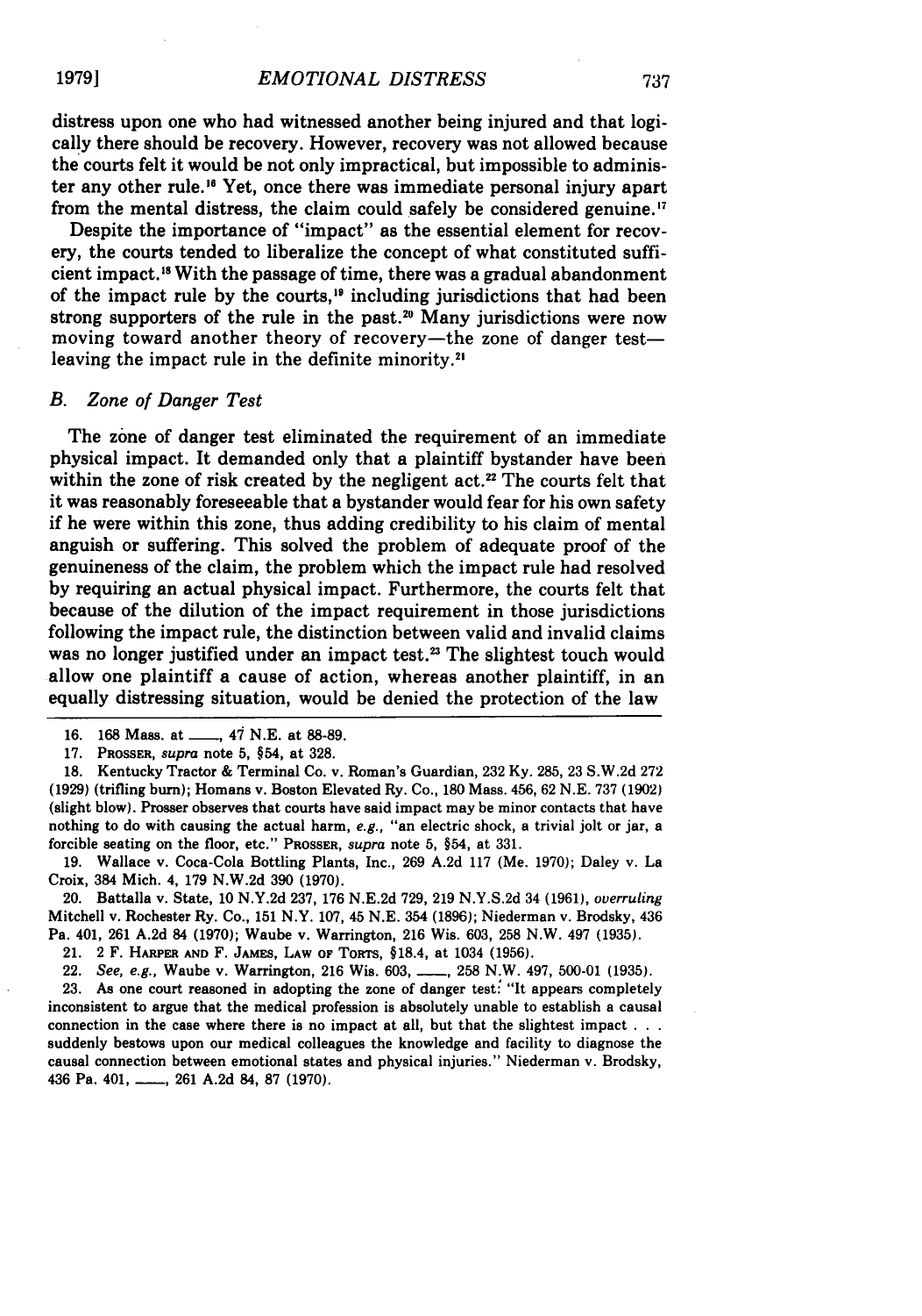distress upon one who had witnessed another being injured and that logically there should be recovery. However, recovery was not allowed because the courts felt it would be not only impractical, but impossible to administer any other rule.[16] Yet, once there was immediate personal injury apart from the mental distress, the claim could safely be considered genuine.[17]

Despite the importance of "impact" as the essential element for recovery, the courts tended to liberalize the concept of what constituted sufficient impact.[18] With the passage of time, there was a gradual abandonment of the impact rule by the courts,[19] including jurisdictions that had been strong supporters of the rule in the past.[20] Many jurisdictions were now moving toward another theory of recovery—the zone of danger test—leaving the impact rule in the definite minority.[21]

### *B. Zone of Danger Test*

The zone of danger test eliminated the requirement of an immediate physical impact. It demanded only that a plaintiff bystander have been within the zone of risk created by the negligent act.[22] The courts felt that it was reasonably foreseeable that a bystander would fear for his own safety if he were within this zone, thus adding credibility to his claim of mental anguish or suffering. This solved the problem of adequate proof of the genuineness of the claim, the problem which the impact rule had resolved by requiring an actual physical impact. Furthermore, the courts felt that because of the dilution of the impact requirement in those jurisdictions following the impact rule, the distinction between valid and invalid claims was no longer justified under an impact test.[23] The slightest touch would allow one plaintiff a cause of action, whereas another plaintiff, in an equally distressing situation, would be denied the protection of the law

---

16. 168 Mass. at ___, 47 N.E. at 88-89.

17. PROSSER, *supra* note 5, §54, at 328.

18. Kentucky Tractor & Terminal Co. v. Roman's Guardian, 232 Ky. 285, 23 S.W.2d 272 (1929) (trifling burn); Homans v. Boston Elevated Ry. Co., 180 Mass. 456, 62 N.E. 737 (1902) (slight blow). Prosser observes that courts have said impact may be minor contacts that have nothing to do with causing the actual harm, *e.g.*, "an electric shock, a trivial jolt or jar, a forcible seating on the floor, etc." PROSSER, *supra* note 5, §54, at 331.

19. Wallace v. Coca-Cola Bottling Plants, Inc., 269 A.2d 117 (Me. 1970); Daley v. La Croix, 384 Mich. 4, 179 N.W.2d 390 (1970).

20. Battalla v. State, 10 N.Y.2d 237, 176 N.E.2d 729, 219 N.Y.S.2d 34 (1961), *overruling* Mitchell v. Rochester Ry. Co., 151 N.Y. 107, 45 N.E. 354 (1896); Niederman v. Brodsky, 436 Pa. 401, 261 A.2d 84 (1970); Waube v. Warrington, 216 Wis. 603, 258 N.W. 497 (1935).

21. 2 F. HARPER AND F. JAMES, LAW OF TORTS, §18.4, at 1034 (1956).

22. *See, e.g.*, Waube v. Warrington, 216 Wis. 603, ___, 258 N.W. 497, 500-01 (1935).

23. As one court reasoned in adopting the zone of danger test: "It appears completely inconsistent to argue that the medical profession is absolutely unable to establish a causal connection in the case where there is no impact at all, but that the slightest impact . . . suddenly bestows upon our medical colleagues the knowledge and facility to diagnose the causal connection between emotional states and physical injuries." Niederman v. Brodsky, 436 Pa. 401, ___, 261 A.2d 84, 87 (1970).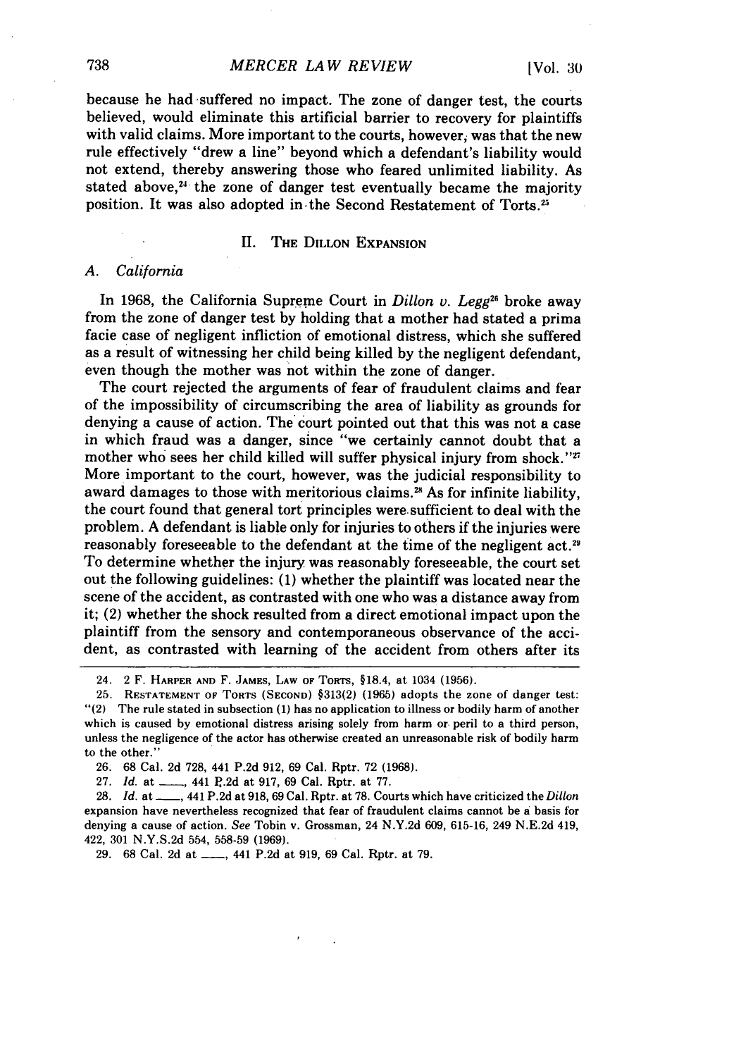because he had suffered no impact. The zone of danger test, the courts believed, would eliminate this artificial barrier to recovery for plaintiffs with valid claims. More important to the courts, however, was that the new rule effectively "drew a line" beyond which a defendant's liability would not extend, thereby answering those who feared unlimited liability. As stated above,[24] the zone of danger test eventually became the majority position. It was also adopted in the Second Restatement of Torts.[25]

## II. The Dillon Expansion

### A. California

In 1968, the California Supreme Court in *Dillon v. Legg*[26] broke away from the zone of danger test by holding that a mother had stated a prima facie case of negligent infliction of emotional distress, which she suffered as a result of witnessing her child being killed by the negligent defendant, even though the mother was not within the zone of danger.

The court rejected the arguments of fear of fraudulent claims and fear of the impossibility of circumscribing the area of liability as grounds for denying a cause of action. The court pointed out that this was not a case in which fraud was a danger, since "we certainly cannot doubt that a mother who sees her child killed will suffer physical injury from shock."[27] More important to the court, however, was the judicial responsibility to award damages to those with meritorious claims.[28] As for infinite liability, the court found that general tort principles were sufficient to deal with the problem. A defendant is liable only for injuries to others if the injuries were reasonably foreseeable to the defendant at the time of the negligent act.[29] To determine whether the injury was reasonably foreseeable, the court set out the following guidelines: (1) whether the plaintiff was located near the scene of the accident, as contrasted with one who was a distance away from it; (2) whether the shock resulted from a direct emotional impact upon the plaintiff from the sensory and contemporaneous observance of the accident, as contrasted with learning of the accident from others after its

---

24. 2 F. Harper and F. James, Law of Torts, §18.4, at 1034 (1956).

25. Restatement of Torts (Second) §313(2) (1965) adopts the zone of danger test: "(2) The rule stated in subsection (1) has no application to illness or bodily harm of another which is caused by emotional distress arising solely from harm or peril to a third person, unless the negligence of the actor has otherwise created an unreasonable risk of bodily harm to the other."

26. 68 Cal. 2d 728, 441 P.2d 912, 69 Cal. Rptr. 72 (1968).

27. *Id.* at \_\_\_\_, 441 P.2d at 917, 69 Cal. Rptr. at 77.

28. *Id.* at \_\_\_\_, 441 P.2d at 918, 69 Cal. Rptr. at 78. Courts which have criticized the *Dillon* expansion have nevertheless recognized that fear of fraudulent claims cannot be a basis for denying a cause of action. *See* Tobin v. Grossman, 24 N.Y.2d 609, 615-16, 249 N.E.2d 419, 422, 301 N.Y.S.2d 554, 558-59 (1969).

29. 68 Cal. 2d at \_\_\_\_, 441 P.2d at 919, 69 Cal. Rptr. at 79.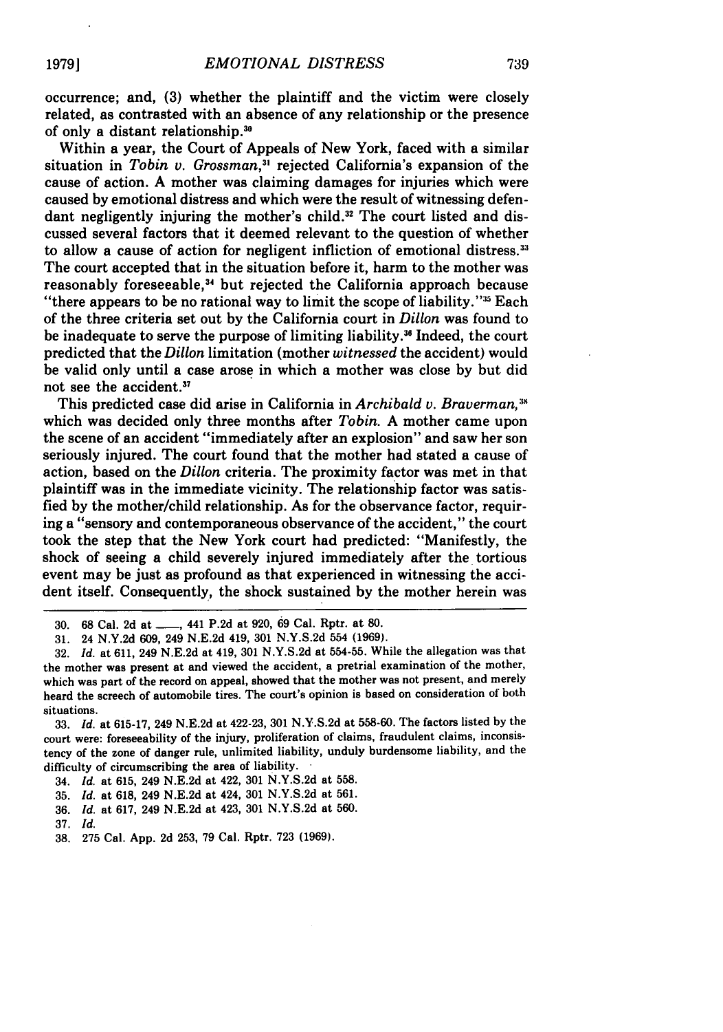occurrence; and, (3) whether the plaintiff and the victim were closely related, as contrasted with an absence of any relationship or the presence of only a distant relationship.[30]

Within a year, the Court of Appeals of New York, faced with a similar situation in *Tobin v. Grossman*,[31] rejected California's expansion of the cause of action. A mother was claiming damages for injuries which were caused by emotional distress and which were the result of witnessing defendant negligently injuring the mother's child.[32] The court listed and discussed several factors that it deemed relevant to the question of whether to allow a cause of action for negligent infliction of emotional distress.[33] The court accepted that in the situation before it, harm to the mother was reasonably foreseeable,[34] but rejected the California approach because "there appears to be no rational way to limit the scope of liability."[35] Each of the three criteria set out by the California court in *Dillon* was found to be inadequate to serve the purpose of limiting liability.[36] Indeed, the court predicted that the *Dillon* limitation (mother *witnessed* the accident) would be valid only until a case arose in which a mother was close by but did not see the accident.[37]

This predicted case did arise in California in *Archibald v. Braverman*,[38] which was decided only three months after *Tobin*. A mother came upon the scene of an accident "immediately after an explosion" and saw her son seriously injured. The court found that the mother had stated a cause of action, based on the *Dillon* criteria. The proximity factor was met in that plaintiff was in the immediate vicinity. The relationship factor was satisfied by the mother/child relationship. As for the observance factor, requiring a "sensory and contemporaneous observance of the accident," the court took the step that the New York court had predicted: "Manifestly, the shock of seeing a child severely injured immediately after the tortious event may be just as profound as that experienced in witnessing the accident itself. Consequently, the shock sustained by the mother herein was

---

30. 68 Cal. 2d at \_\_\_\_, 441 P.2d at 920, 69 Cal. Rptr. at 80.

31. 24 N.Y.2d 609, 249 N.E.2d 419, 301 N.Y.S.2d 554 (1969).

32. *Id.* at 611, 249 N.E.2d at 419, 301 N.Y.S.2d at 554-55. While the allegation was that the mother was present at and viewed the accident, a pretrial examination of the mother, which was part of the record on appeal, showed that the mother was not present, and merely heard the screech of automobile tires. The court's opinion is based on consideration of both situations.

33. *Id.* at 615-17, 249 N.E.2d at 422-23, 301 N.Y.S.2d at 558-60. The factors listed by the court were: foreseeability of the injury, proliferation of claims, fraudulent claims, inconsistency of the zone of danger rule, unlimited liability, unduly burdensome liability, and the difficulty of circumscribing the area of liability.

34. *Id.* at 615, 249 N.E.2d at 422, 301 N.Y.S.2d at 558.

35. *Id.* at 618, 249 N.E.2d at 424, 301 N.Y.S.2d at 561.

36. *Id.* at 617, 249 N.E.2d at 423, 301 N.Y.S.2d at 560.

37. *Id.*

38. 275 Cal. App. 2d 253, 79 Cal. Rptr. 723 (1969).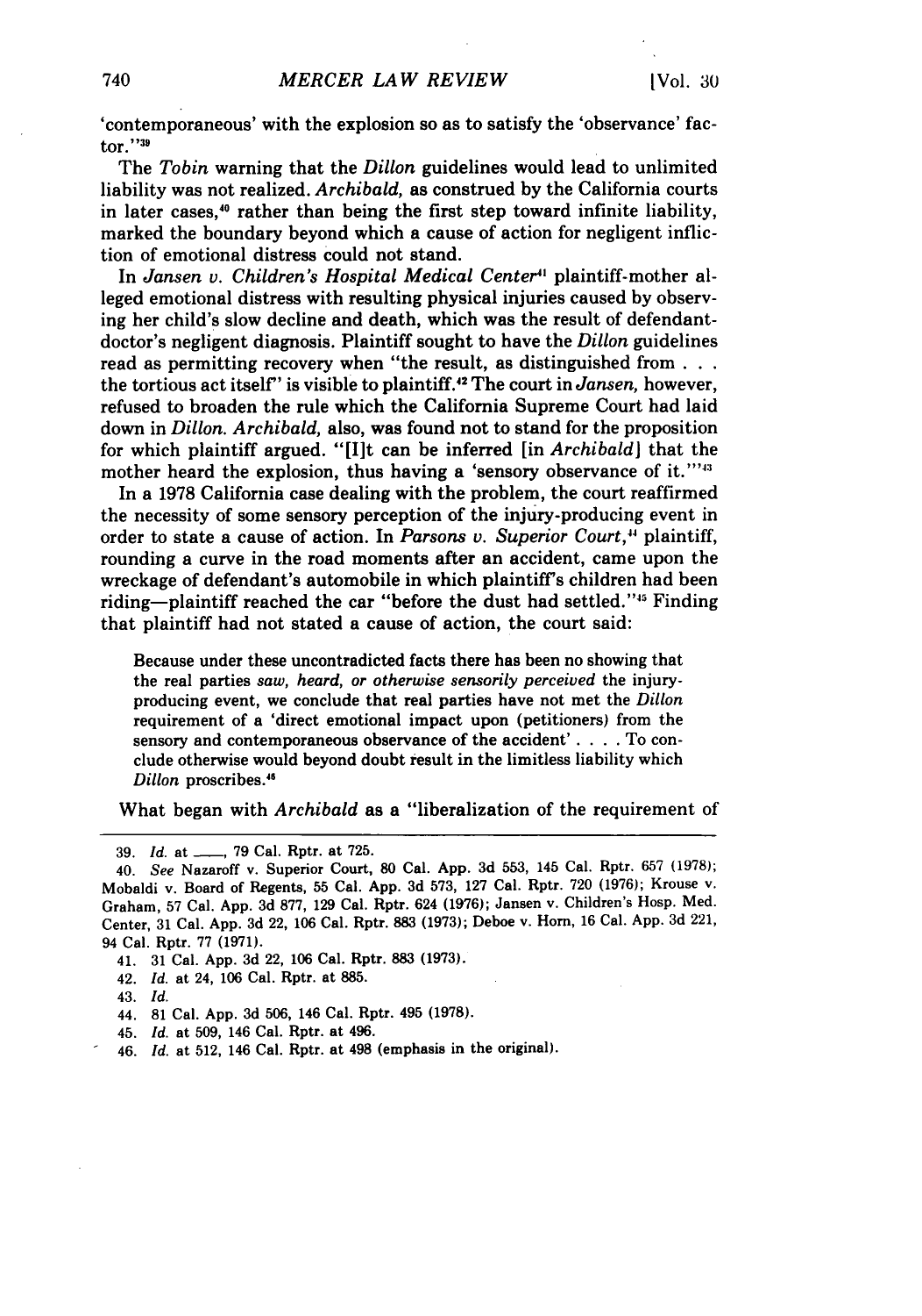'contemporaneous' with the explosion so as to satisfy the 'observance' factor."[39]

The *Tobin* warning that the *Dillon* guidelines would lead to unlimited liability was not realized. *Archibald*, as construed by the California courts in later cases,[40] rather than being the first step toward infinite liability, marked the boundary beyond which a cause of action for negligent infliction of emotional distress could not stand.

In *Jansen v. Children's Hospital Medical Center*[41] plaintiff-mother alleged emotional distress with resulting physical injuries caused by observing her child's slow decline and death, which was the result of defendant-doctor's negligent diagnosis. Plaintiff sought to have the *Dillon* guidelines read as permitting recovery when "the result, as distinguished from . . . the tortious act itself" is visible to plaintiff.[42] The court in *Jansen*, however, refused to broaden the rule which the California Supreme Court had laid down in *Dillon*. *Archibald*, also, was found not to stand for the proposition for which plaintiff argued. "[I]t can be inferred [in *Archibald*] that the mother heard the explosion, thus having a 'sensory observance of it.'"[43]

In a 1978 California case dealing with the problem, the court reaffirmed the necessity of some sensory perception of the injury-producing event in order to state a cause of action. In *Parsons v. Superior Court*,[44] plaintiff, rounding a curve in the road moments after an accident, came upon the wreckage of defendant's automobile in which plaintiff's children had been riding—plaintiff reached the car "before the dust had settled."[45] Finding that plaintiff had not stated a cause of action, the court said:

> Because under these uncontradicted facts there has been no showing that the real parties *saw, heard, or otherwise sensorily perceived* the injury-producing event, we conclude that real parties have not met the *Dillon* requirement of a 'direct emotional impact upon (petitioners) from the sensory and contemporaneous observance of the accident' . . . . To conclude otherwise would beyond doubt result in the limitless liability which *Dillon* proscribes.[46]

What began with *Archibald* as a "liberalization of the requirement of

---

39. *Id.* at \_\_\_\_, 79 Cal. Rptr. at 725.

40. *See* Nazaroff v. Superior Court, 80 Cal. App. 3d 553, 145 Cal. Rptr. 657 (1978); Mobaldi v. Board of Regents, 55 Cal. App. 3d 573, 127 Cal. Rptr. 720 (1976); Krouse v. Graham, 57 Cal. App. 3d 877, 129 Cal. Rptr. 624 (1976); Jansen v. Children's Hosp. Med. Center, 31 Cal. App. 3d 22, 106 Cal. Rptr. 883 (1973); Deboe v. Horn, 16 Cal. App. 3d 221, 94 Cal. Rptr. 77 (1971).

41. 31 Cal. App. 3d 22, 106 Cal. Rptr. 883 (1973).

42. *Id.* at 24, 106 Cal. Rptr. at 885.

43. *Id.*

44. 81 Cal. App. 3d 506, 146 Cal. Rptr. 495 (1978).

45. *Id.* at 509, 146 Cal. Rptr. at 496.

46. *Id.* at 512, 146 Cal. Rptr. at 498 (emphasis in the original).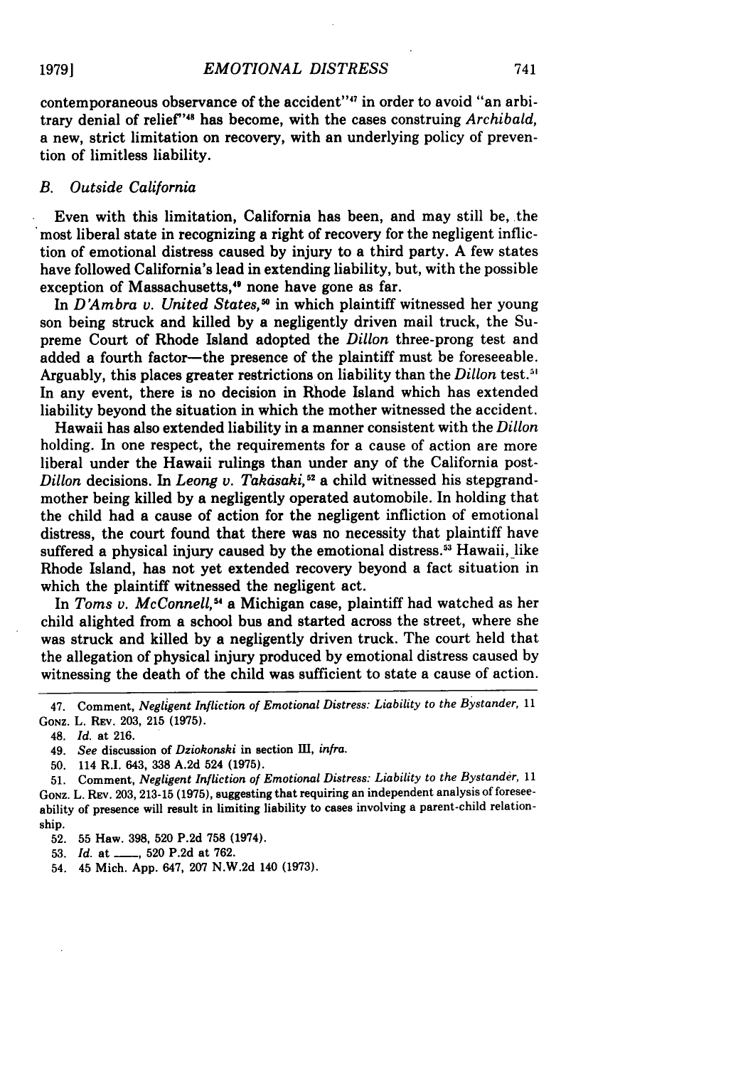contemporaneous observance of the accident"[47] in order to avoid "an arbitrary denial of relief"[48] has become, with the cases construing *Archibald*, a new, strict limitation on recovery, with an underlying policy of prevention of limitless liability.

### *B. Outside California*

Even with this limitation, California has been, and may still be, the most liberal state in recognizing a right of recovery for the negligent infliction of emotional distress caused by injury to a third party. A few states have followed California's lead in extending liability, but, with the possible exception of Massachusetts,[49] none have gone as far.

In *D'Ambra v. United States*,[50] in which plaintiff witnessed her young son being struck and killed by a negligently driven mail truck, the Supreme Court of Rhode Island adopted the *Dillon* three-prong test and added a fourth factor—the presence of the plaintiff must be foreseeable. Arguably, this places greater restrictions on liability than the *Dillon* test.[51] In any event, there is no decision in Rhode Island which has extended liability beyond the situation in which the mother witnessed the accident.

Hawaii has also extended liability in a manner consistent with the *Dillon* holding. In one respect, the requirements for a cause of action are more liberal under the Hawaii rulings than under any of the California post-*Dillon* decisions. In *Leong v. Takasaki*,[52] a child witnessed his stepgrandmother being killed by a negligently operated automobile. In holding that the child had a cause of action for the negligent infliction of emotional distress, the court found that there was no necessity that plaintiff have suffered a physical injury caused by the emotional distress.[53] Hawaii, like Rhode Island, has not yet extended recovery beyond a fact situation in which the plaintiff witnessed the negligent act.

In *Toms v. McConnell*,[54] a Michigan case, plaintiff had watched as her child alighted from a school bus and started across the street, where she was struck and killed by a negligently driven truck. The court held that the allegation of physical injury produced by emotional distress caused by witnessing the death of the child was sufficient to state a cause of action.

---

47. Comment, *Negligent Infliction of Emotional Distress: Liability to the Bystander*, 11 GONZ. L. REV. 203, 215 (1975).

48. *Id.* at 216.

49. *See* discussion of *Dziokonski* in section III, *infra*.

50. 114 R.I. 643, 338 A.2d 524 (1975).

51. Comment, *Negligent Infliction of Emotional Distress: Liability to the Bystander*, 11 GONZ. L. REV. 203, 213-15 (1975), suggesting that requiring an independent analysis of foreseeability of presence will result in limiting liability to cases involving a parent-child relationship.

52. 55 Haw. 398, 520 P.2d 758 (1974).

53. *Id.* at ___, 520 P.2d at 762.

54. 45 Mich. App. 647, 207 N.W.2d 140 (1973).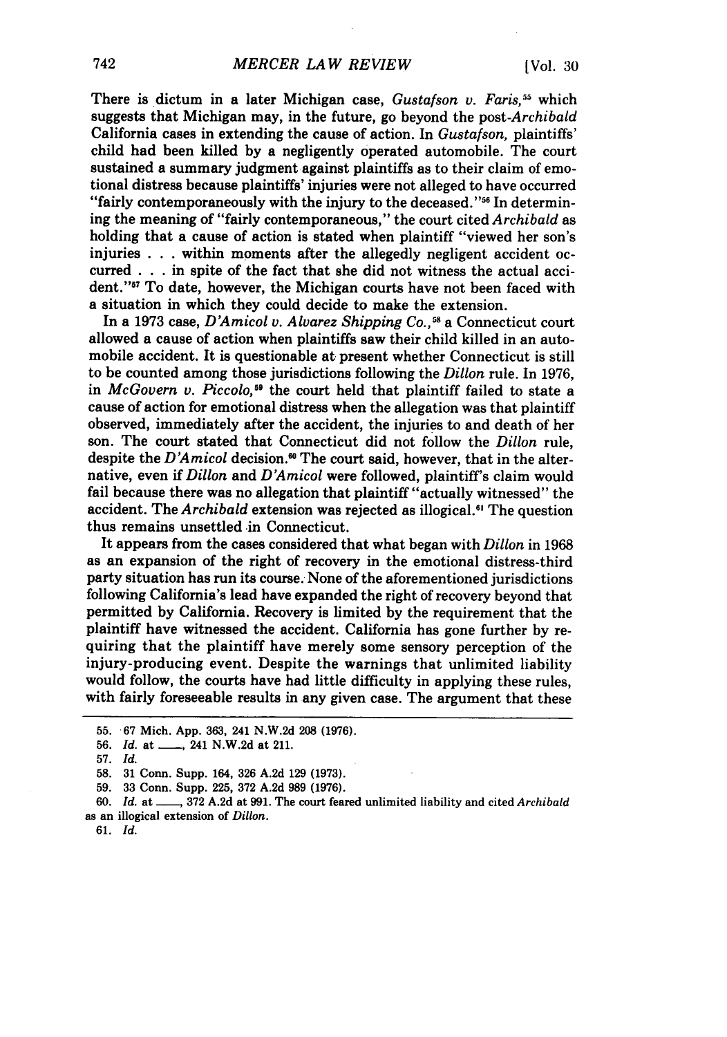There is dictum in a later Michigan case, *Gustafson v. Faris*,[55] which suggests that Michigan may, in the future, go beyond the post-*Archibald* California cases in extending the cause of action. In *Gustafson*, plaintiffs' child had been killed by a negligently operated automobile. The court sustained a summary judgment against plaintiffs as to their claim of emotional distress because plaintiffs' injuries were not alleged to have occurred "fairly contemporaneously with the injury to the deceased."[56] In determining the meaning of "fairly contemporaneous," the court cited *Archibald* as holding that a cause of action is stated when plaintiff "viewed her son's injuries . . . within moments after the allegedly negligent accident occurred . . . in spite of the fact that she did not witness the actual accident."[57] To date, however, the Michigan courts have not been faced with a situation in which they could decide to make the extension.

In a 1973 case, *D'Amicol v. Alvarez Shipping Co.*,[58] a Connecticut court allowed a cause of action when plaintiffs saw their child killed in an automobile accident. It is questionable at present whether Connecticut is still to be counted among those jurisdictions following the *Dillon* rule. In 1976, in *McGovern v. Piccolo*,[59] the court held that plaintiff failed to state a cause of action for emotional distress when the allegation was that plaintiff observed, immediately after the accident, the injuries to and death of her son. The court stated that Connecticut did not follow the *Dillon* rule, despite the *D'Amicol* decision.[60] The court said, however, that in the alternative, even if *Dillon* and *D'Amicol* were followed, plaintiff's claim would fail because there was no allegation that plaintiff "actually witnessed" the accident. The *Archibald* extension was rejected as illogical.[61] The question thus remains unsettled in Connecticut.

It appears from the cases considered that what began with *Dillon* in 1968 as an expansion of the right of recovery in the emotional distress-third party situation has run its course. None of the aforementioned jurisdictions following California's lead have expanded the right of recovery beyond that permitted by California. Recovery is limited by the requirement that the plaintiff have witnessed the accident. California has gone further by requiring that the plaintiff have merely some sensory perception of the injury-producing event. Despite the warnings that unlimited liability would follow, the courts have had little difficulty in applying these rules, with fairly foreseeable results in any given case. The argument that these

---

55. 67 Mich. App. 363, 241 N.W.2d 208 (1976).

56. *Id.* at ___, 241 N.W.2d at 211.

57. *Id.*

58. 31 Conn. Supp. 164, 326 A.2d 129 (1973).

59. 33 Conn. Supp. 225, 372 A.2d 989 (1976).

60. *Id.* at ___, 372 A.2d at 991. The court feared unlimited liability and cited *Archibald* as an illogical extension of *Dillon*.

61. *Id.*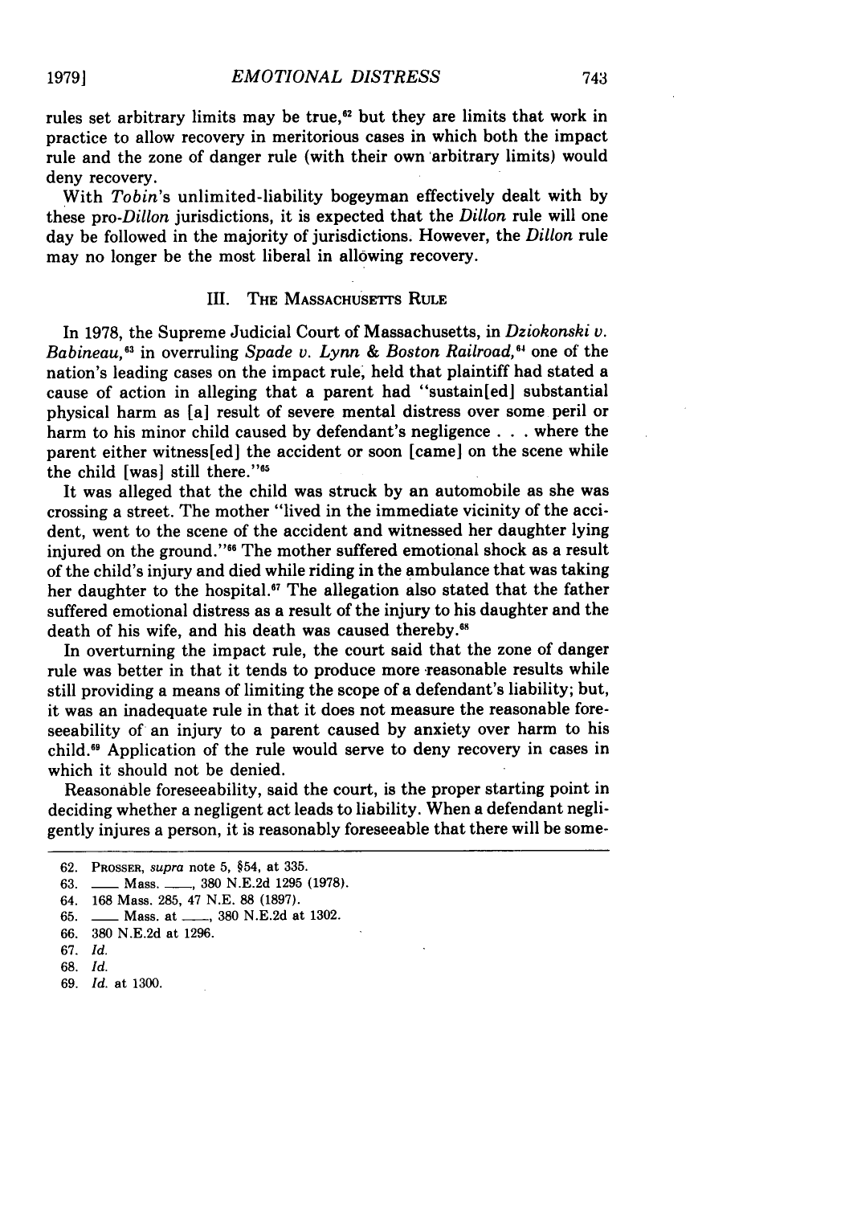rules set arbitrary limits may be true,[62] but they are limits that work in practice to allow recovery in meritorious cases in which both the impact rule and the zone of danger rule (with their own arbitrary limits) would deny recovery.

With *Tobin*'s unlimited-liability bogeyman effectively dealt with by these pro-*Dillon* jurisdictions, it is expected that the *Dillon* rule will one day be followed in the majority of jurisdictions. However, the *Dillon* rule may no longer be the most liberal in allowing recovery.

## III. The Massachusetts Rule

In 1978, the Supreme Judicial Court of Massachusetts, in *Dziokonski v. Babineau*,[63] in overruling *Spade v. Lynn & Boston Railroad*,[64] one of the nation's leading cases on the impact rule, held that plaintiff had stated a cause of action in alleging that a parent had "sustain[ed] substantial physical harm as [a] result of severe mental distress over some peril or harm to his minor child caused by defendant's negligence . . . where the parent either witness[ed] the accident or soon [came] on the scene while the child [was] still there."[65]

It was alleged that the child was struck by an automobile as she was crossing a street. The mother "lived in the immediate vicinity of the accident, went to the scene of the accident and witnessed her daughter lying injured on the ground."[66] The mother suffered emotional shock as a result of the child's injury and died while riding in the ambulance that was taking her daughter to the hospital.[67] The allegation also stated that the father suffered emotional distress as a result of the injury to his daughter and the death of his wife, and his death was caused thereby.[68]

In overturning the impact rule, the court said that the zone of danger rule was better in that it tends to produce more reasonable results while still providing a means of limiting the scope of a defendant's liability; but, it was an inadequate rule in that it does not measure the reasonable foreseeability of an injury to a parent caused by anxiety over harm to his child.[69] Application of the rule would serve to deny recovery in cases in which it should not be denied.

Reasonable foreseeability, said the court, is the proper starting point in deciding whether a negligent act leads to liability. When a defendant negligently injures a person, it is reasonably foreseeable that there will be some-

---

62. Prosser, *supra* note 5, §54, at 335.
63. ___ Mass. ___, 380 N.E.2d 1295 (1978).
64. 168 Mass. 285, 47 N.E. 88 (1897).
65. ___ Mass. at ___, 380 N.E.2d at 1302.
66. 380 N.E.2d at 1296.
67. *Id.*
68. *Id.*
69. *Id.* at 1300.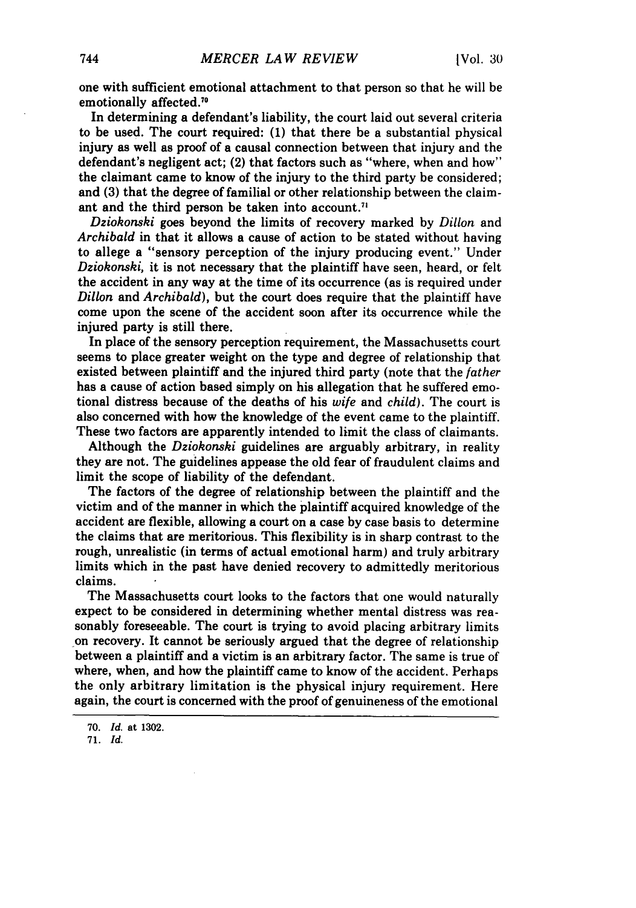one with sufficient emotional attachment to that person so that he will be emotionally affected.[70]

In determining a defendant's liability, the court laid out several criteria to be used. The court required: (1) that there be a substantial physical injury as well as proof of a causal connection between that injury and the defendant's negligent act; (2) that factors such as "where, when and how" the claimant came to know of the injury to the third party be considered; and (3) that the degree of familial or other relationship between the claimant and the third person be taken into account.[71]

*Dziokonski* goes beyond the limits of recovery marked by *Dillon* and *Archibald* in that it allows a cause of action to be stated without having to allege a "sensory perception of the injury producing event." Under *Dziokonski*, it is not necessary that the plaintiff have seen, heard, or felt the accident in any way at the time of its occurrence (as is required under *Dillon* and *Archibald*), but the court does require that the plaintiff have come upon the scene of the accident soon after its occurrence while the injured party is still there.

In place of the sensory perception requirement, the Massachusetts court seems to place greater weight on the type and degree of relationship that existed between plaintiff and the injured third party (note that the *father* has a cause of action based simply on his allegation that he suffered emotional distress because of the deaths of his *wife* and *child*). The court is also concerned with how the knowledge of the event came to the plaintiff. These two factors are apparently intended to limit the class of claimants.

Although the *Dziokonski* guidelines are arguably arbitrary, in reality they are not. The guidelines appease the old fear of fraudulent claims and limit the scope of liability of the defendant.

The factors of the degree of relationship between the plaintiff and the victim and of the manner in which the plaintiff acquired knowledge of the accident are flexible, allowing a court on a case by case basis to determine the claims that are meritorious. This flexibility is in sharp contrast to the rough, unrealistic (in terms of actual emotional harm) and truly arbitrary limits which in the past have denied recovery to admittedly meritorious claims.

The Massachusetts court looks to the factors that one would naturally expect to be considered in determining whether mental distress was reasonably foreseeable. The court is trying to avoid placing arbitrary limits on recovery. It cannot be seriously argued that the degree of relationship between a plaintiff and a victim is an arbitrary factor. The same is true of where, when, and how the plaintiff came to know of the accident. Perhaps the only arbitrary limitation is the physical injury requirement. Here again, the court is concerned with the proof of genuineness of the emotional

70. *Id.* at 1302.

71. *Id.*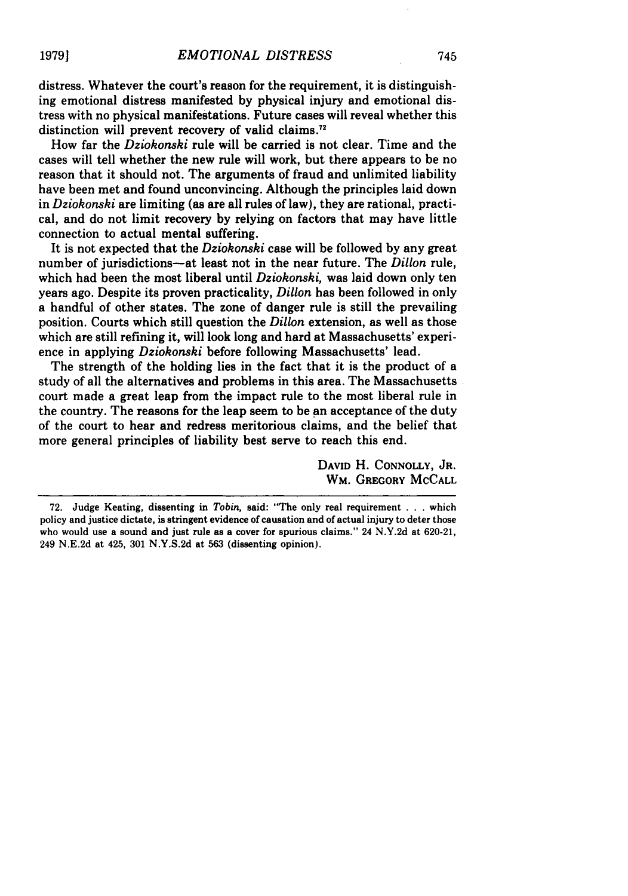distress. Whatever the court's reason for the requirement, it is distinguishing emotional distress manifested by physical injury and emotional distress with no physical manifestations. Future cases will reveal whether this distinction will prevent recovery of valid claims.[72]

How far the *Dziokonski* rule will be carried is not clear. Time and the cases will tell whether the new rule will work, but there appears to be no reason that it should not. The arguments of fraud and unlimited liability have been met and found unconvincing. Although the principles laid down in *Dziokonski* are limiting (as are all rules of law), they are rational, practical, and do not limit recovery by relying on factors that may have little connection to actual mental suffering.

It is not expected that the *Dziokonski* case will be followed by any great number of jurisdictions—at least not in the near future. The *Dillon* rule, which had been the most liberal until *Dziokonski,* was laid down only ten years ago. Despite its proven practicality, *Dillon* has been followed in only a handful of other states. The zone of danger rule is still the prevailing position. Courts which still question the *Dillon* extension, as well as those which are still refining it, will look long and hard at Massachusetts' experience in applying *Dziokonski* before following Massachusetts' lead.

The strength of the holding lies in the fact that it is the product of a study of all the alternatives and problems in this area. The Massachusetts court made a great leap from the impact rule to the most liberal rule in the country. The reasons for the leap seem to be an acceptance of the duty of the court to hear and redress meritorious claims, and the belief that more general principles of liability best serve to reach this end.

David H. Connolly, Jr.
Wm. Gregory McCall

---

72. Judge Keating, dissenting in *Tobin,* said: "The only real requirement . . . which policy and justice dictate, is stringent evidence of causation and of actual injury to deter those who would use a sound and just rule as a cover for spurious claims." 24 N.Y.2d at 620-21, 249 N.E.2d at 425, 301 N.Y.S.2d at 563 (dissenting opinion).